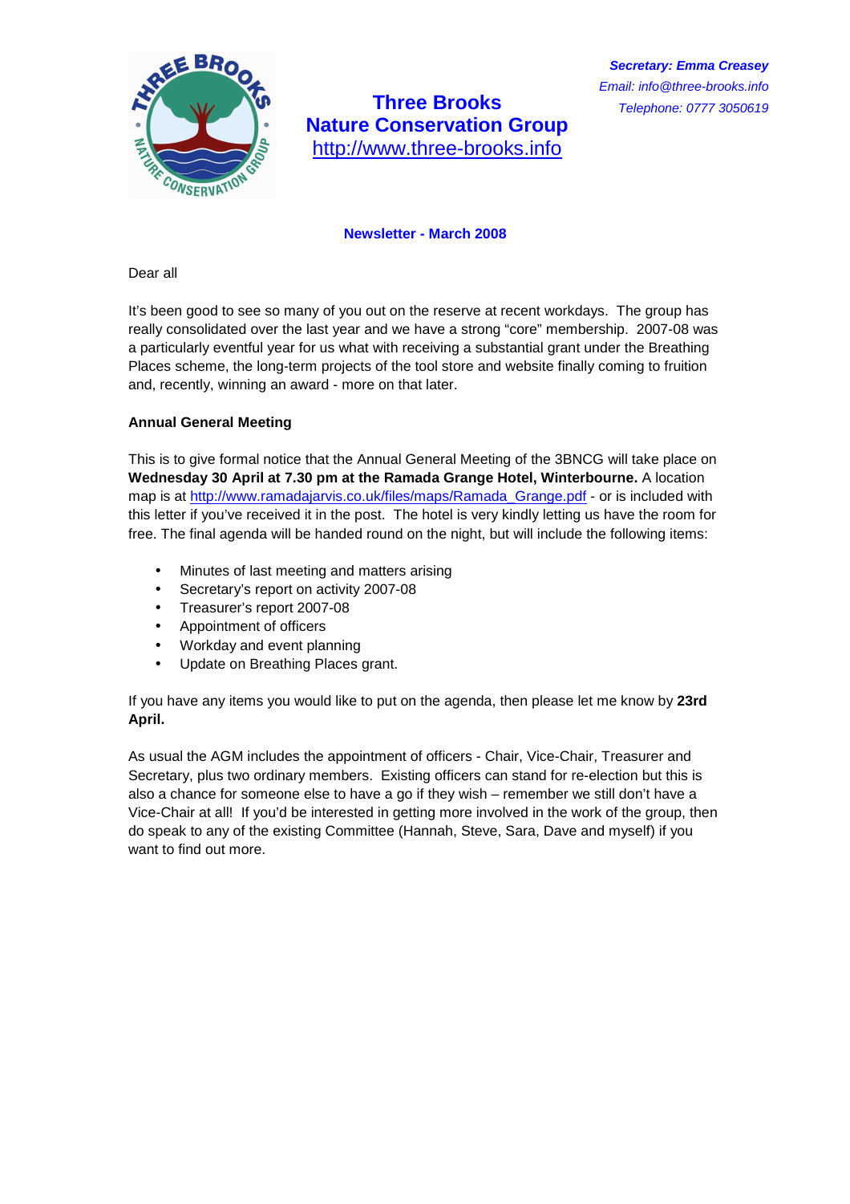*Secretary: Emma Creasey*
*Email: info@three-brooks.info*
*Telephone: 0777 3050619*

# Three Brooks Nature Conservation Group

http://www.three-brooks.info

## Newsletter - March 2008

Dear all

It's been good to see so many of you out on the reserve at recent workdays. The group has really consolidated over the last year and we have a strong "core" membership. 2007-08 was a particularly eventful year for us what with receiving a substantial grant under the Breathing Places scheme, the long-term projects of the tool store and website finally coming to fruition and, recently, winning an award - more on that later.

### Annual General Meeting

This is to give formal notice that the Annual General Meeting of the 3BNCG will take place on **Wednesday 30 April at 7.30 pm at the Ramada Grange Hotel, Winterbourne.** A location map is at http://www.ramadajarvis.co.uk/files/maps/Ramada_Grange.pdf - or is included with this letter if you've received it in the post. The hotel is very kindly letting us have the room for free. The final agenda will be handed round on the night, but will include the following items:

- Minutes of last meeting and matters arising
- Secretary's report on activity 2007-08
- Treasurer's report 2007-08
- Appointment of officers
- Workday and event planning
- Update on Breathing Places grant.

If you have any items you would like to put on the agenda, then please let me know by **23rd April.**

As usual the AGM includes the appointment of officers - Chair, Vice-Chair, Treasurer and Secretary, plus two ordinary members. Existing officers can stand for re-election but this is also a chance for someone else to have a go if they wish – remember we still don't have a Vice-Chair at all! If you'd be interested in getting more involved in the work of the group, then do speak to any of the existing Committee (Hannah, Steve, Sara, Dave and myself) if you want to find out more.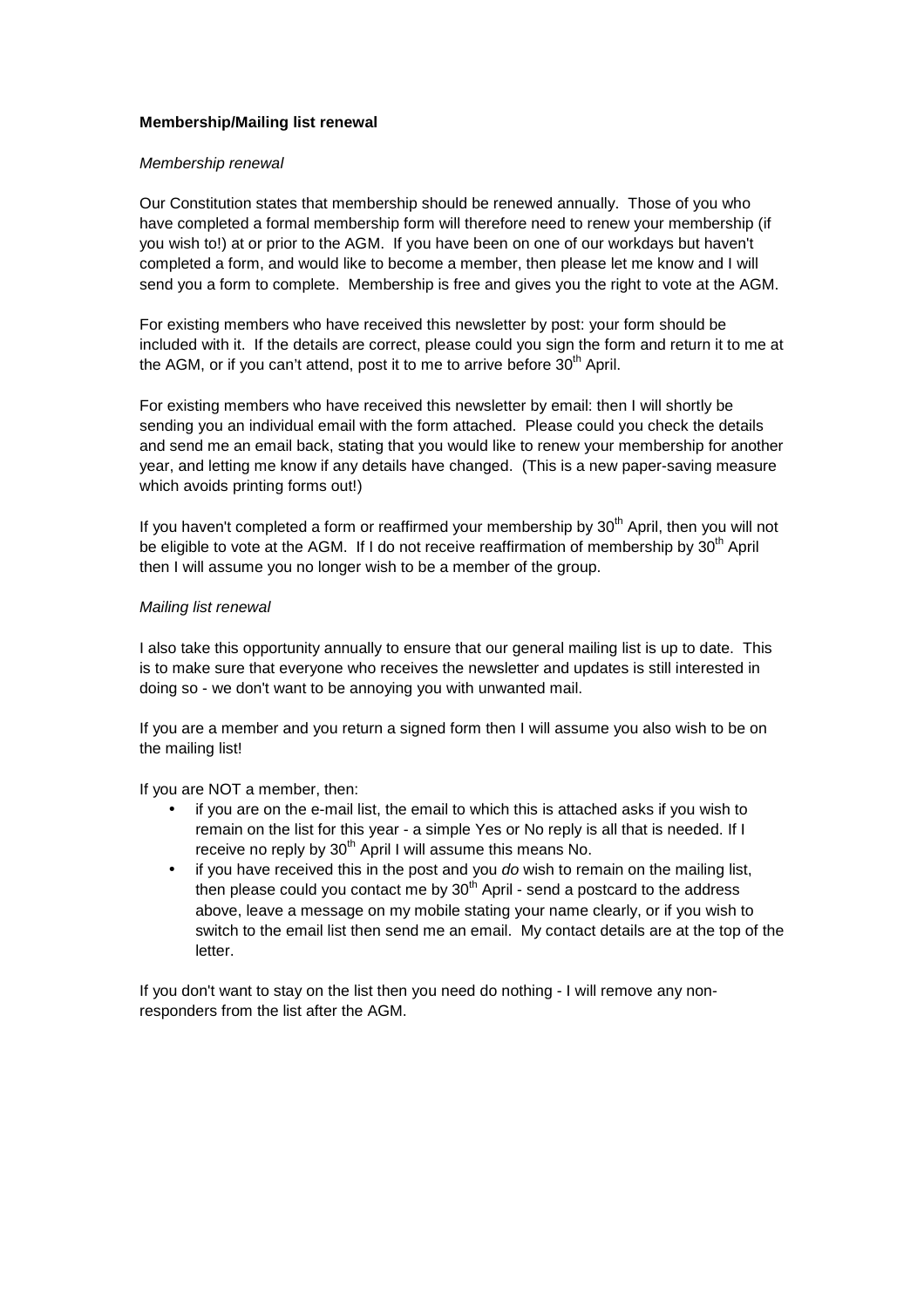**Membership/Mailing list renewal**

*Membership renewal*

Our Constitution states that membership should be renewed annually. Those of you who have completed a formal membership form will therefore need to renew your membership (if you wish to!) at or prior to the AGM. If you have been on one of our workdays but haven't completed a form, and would like to become a member, then please let me know and I will send you a form to complete. Membership is free and gives you the right to vote at the AGM.

For existing members who have received this newsletter by post: your form should be included with it. If the details are correct, please could you sign the form and return it to me at the AGM, or if you can't attend, post it to me to arrive before 30th April.

For existing members who have received this newsletter by email: then I will shortly be sending you an individual email with the form attached. Please could you check the details and send me an email back, stating that you would like to renew your membership for another year, and letting me know if any details have changed. (This is a new paper-saving measure which avoids printing forms out!)

If you haven't completed a form or reaffirmed your membership by 30th April, then you will not be eligible to vote at the AGM. If I do not receive reaffirmation of membership by 30th April then I will assume you no longer wish to be a member of the group.

*Mailing list renewal*

I also take this opportunity annually to ensure that our general mailing list is up to date. This is to make sure that everyone who receives the newsletter and updates is still interested in doing so - we don't want to be annoying you with unwanted mail.

If you are a member and you return a signed form then I will assume you also wish to be on the mailing list!

If you are NOT a member, then:

- if you are on the e-mail list, the email to which this is attached asks if you wish to remain on the list for this year - a simple Yes or No reply is all that is needed. If I receive no reply by 30th April I will assume this means No.
- if you have received this in the post and you *do* wish to remain on the mailing list, then please could you contact me by 30th April - send a postcard to the address above, leave a message on my mobile stating your name clearly, or if you wish to switch to the email list then send me an email. My contact details are at the top of the letter.

If you don't want to stay on the list then you need do nothing - I will remove any non-responders from the list after the AGM.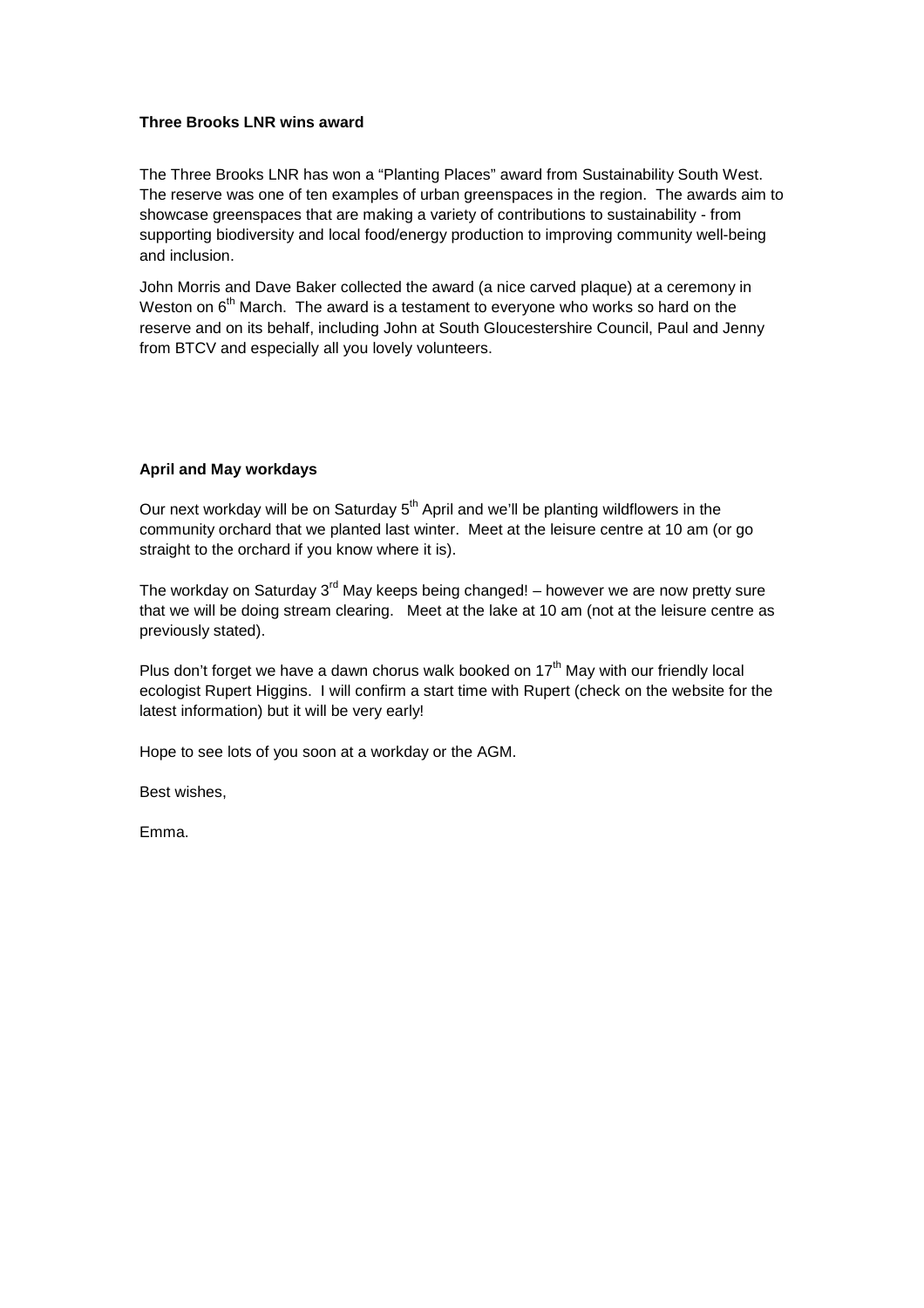**Three Brooks LNR wins award**

The Three Brooks LNR has won a “Planting Places” award from Sustainability South West. The reserve was one of ten examples of urban greenspaces in the region. The awards aim to showcase greenspaces that are making a variety of contributions to sustainability - from supporting biodiversity and local food/energy production to improving community well-being and inclusion.

John Morris and Dave Baker collected the award (a nice carved plaque) at a ceremony in Weston on 6th March. The award is a testament to everyone who works so hard on the reserve and on its behalf, including John at South Gloucestershire Council, Paul and Jenny from BTCV and especially all you lovely volunteers.

**April and May workdays**

Our next workday will be on Saturday 5th April and we’ll be planting wildflowers in the community orchard that we planted last winter. Meet at the leisure centre at 10 am (or go straight to the orchard if you know where it is).

The workday on Saturday 3rd May keeps being changed! – however we are now pretty sure that we will be doing stream clearing. Meet at the lake at 10 am (not at the leisure centre as previously stated).

Plus don’t forget we have a dawn chorus walk booked on 17th May with our friendly local ecologist Rupert Higgins. I will confirm a start time with Rupert (check on the website for the latest information) but it will be very early!

Hope to see lots of you soon at a workday or the AGM.

Best wishes,

Emma.